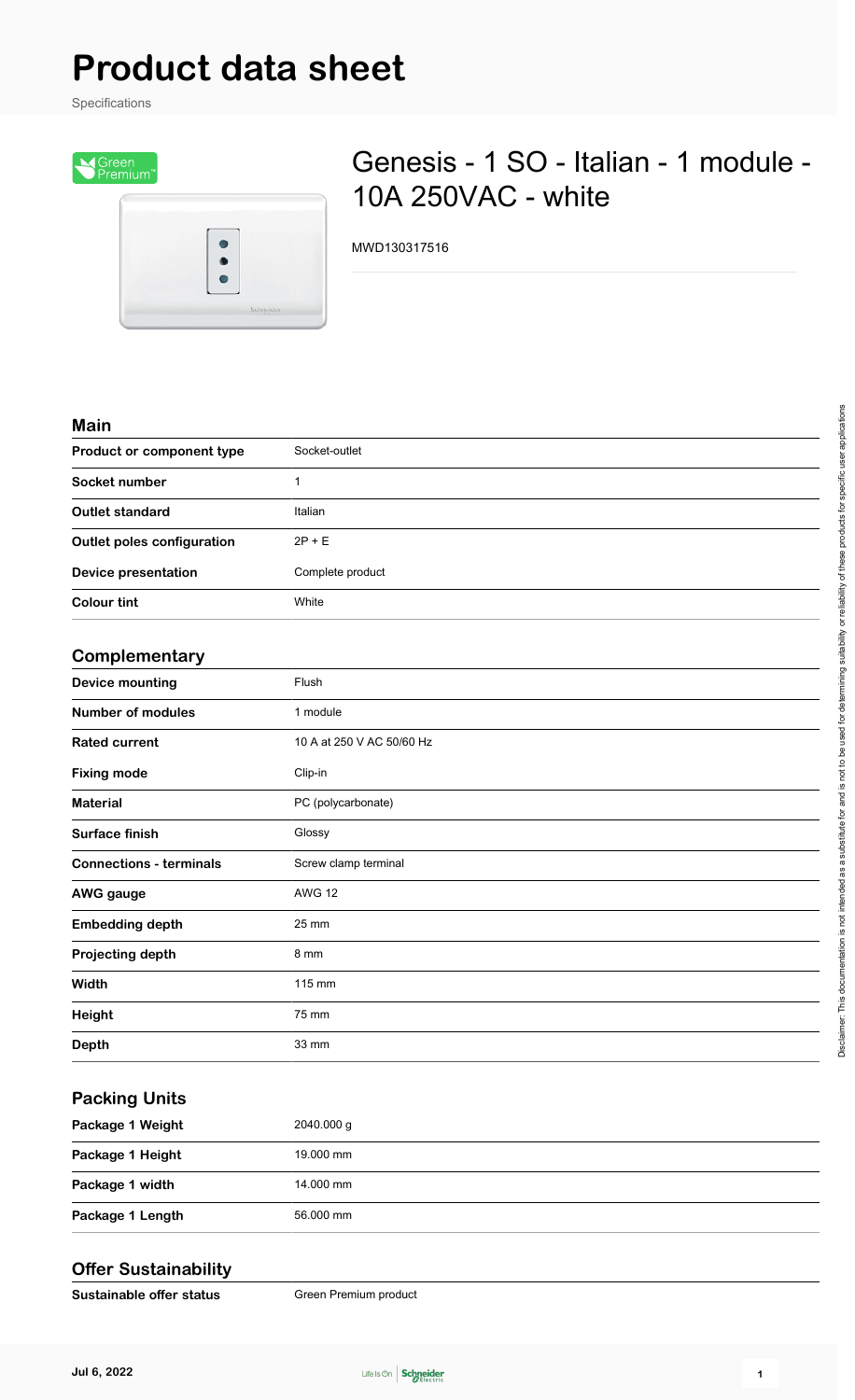# Product data sheet

Specifications

## Genesis - 1 SO - Italian - 1 module - 10A 250VAC - white

MWD130317516

### Main

| | |
|---|---|
| **Product or component type** | Socket-outlet |
| **Socket number** | 1 |
| **Outlet standard** | Italian |
| **Outlet poles configuration** | 2P + E |
| **Device presentation** | Complete product |
| **Colour tint** | White |

### Complementary

| | |
|---|---|
| **Device mounting** | Flush |
| **Number of modules** | 1 module |
| **Rated current** | 10 A at 250 V AC 50/60 Hz |
| **Fixing mode** | Clip-in |
| **Material** | PC (polycarbonate) |
| **Surface finish** | Glossy |
| **Connections - terminals** | Screw clamp terminal |
| **AWG gauge** | AWG 12 |
| **Embedding depth** | 25 mm |
| **Projecting depth** | 8 mm |
| **Width** | 115 mm |
| **Height** | 75 mm |
| **Depth** | 33 mm |

### Packing Units

| | |
|---|---|
| **Package 1 Weight** | 2040.000 g |
| **Package 1 Height** | 19.000 mm |
| **Package 1 width** | 14.000 mm |
| **Package 1 Length** | 56.000 mm |

### Offer Sustainability

| | |
|---|---|
| **Sustainable offer status** | Green Premium product |

Disclaimer: This documentation is not intended as a substitute for and is not to be used for determining suitability or reliability of these products for specific user applications

Jul 6, 2022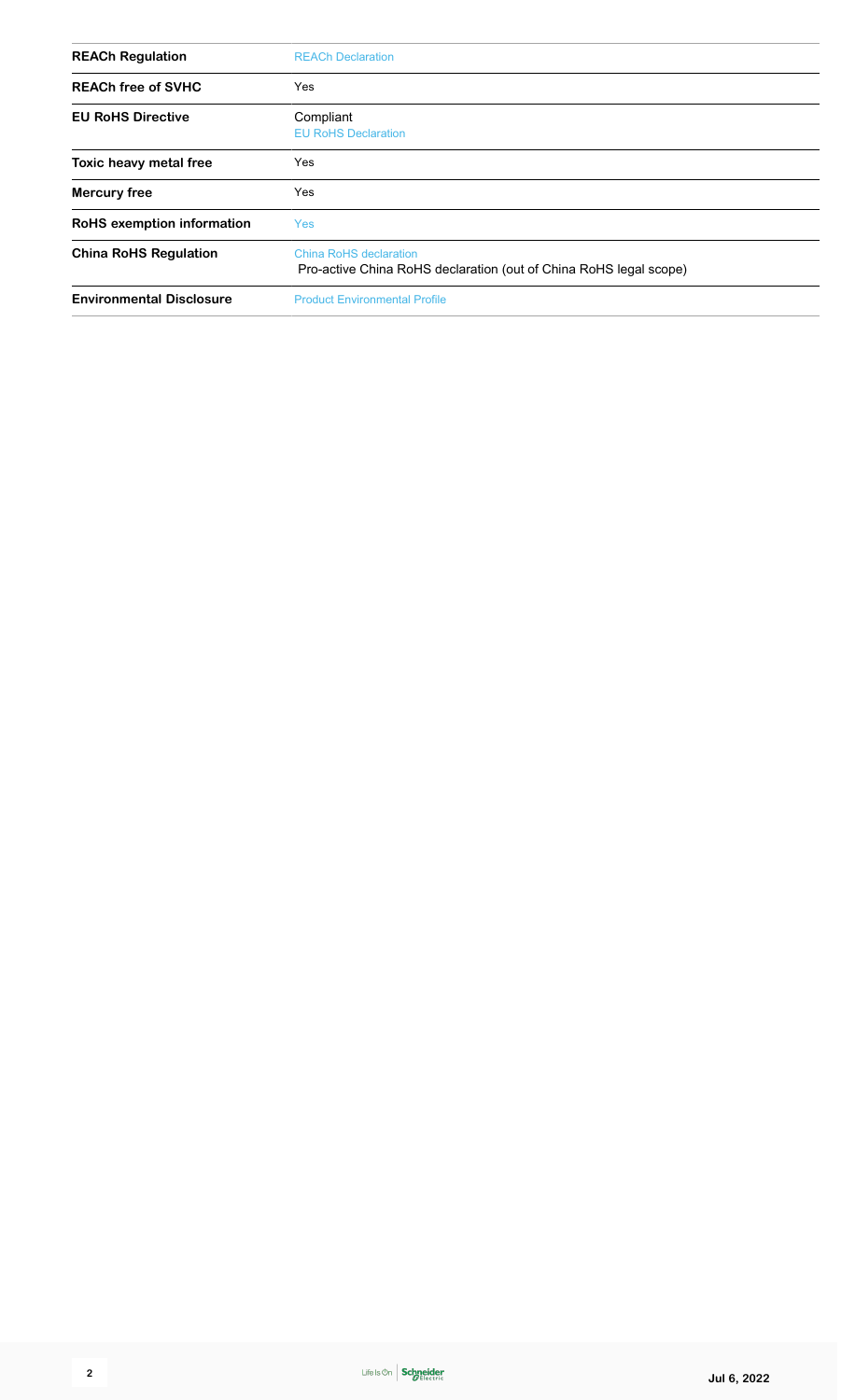| | |
|---|---|
| **REACh Regulation** | REACh Declaration |
| **REACh free of SVHC** | Yes |
| **EU RoHS Directive** | Compliant<br>EU RoHS Declaration |
| **Toxic heavy metal free** | Yes |
| **Mercury free** | Yes |
| **RoHS exemption information** | Yes |
| **China RoHS Regulation** | China RoHS declaration<br>Pro-active China RoHS declaration (out of China RoHS legal scope) |
| **Environmental Disclosure** | Product Environmental Profile |